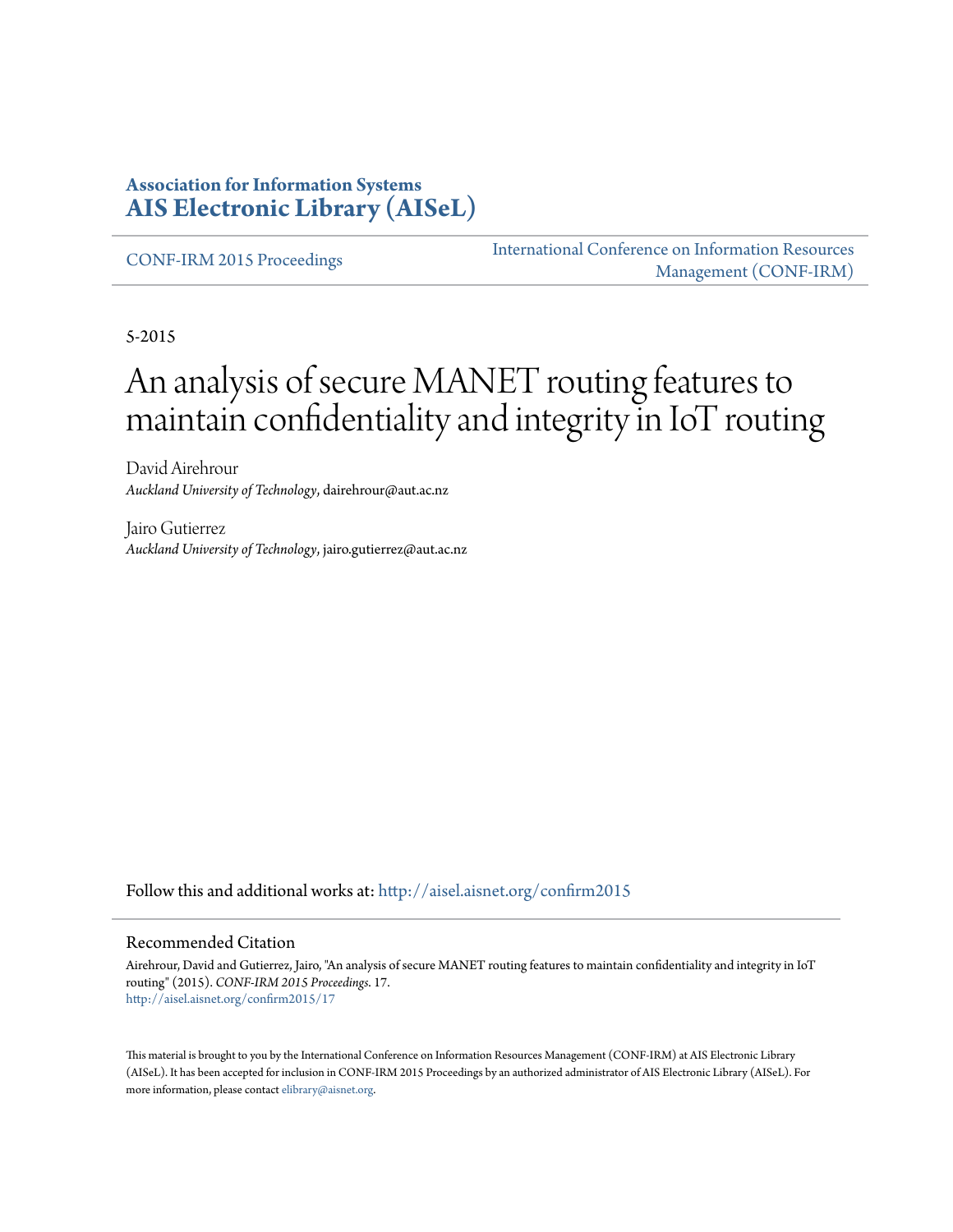**Association for Information Systems**
**AIS Electronic Library (AISeL)**

CONF-IRM 2015 Proceedings

International Conference on Information Resources Management (CONF-IRM)

5-2015

# An analysis of secure MANET routing features to maintain confidentiality and integrity in IoT routing

David Airehrour
*Auckland University of Technology*, dairehrour@aut.ac.nz

Jairo Gutierrez
*Auckland University of Technology*, jairo.gutierrez@aut.ac.nz

Follow this and additional works at: http://aisel.aisnet.org/confirm2015

## Recommended Citation

Airehrour, David and Gutierrez, Jairo, "An analysis of secure MANET routing features to maintain confidentiality and integrity in IoT routing" (2015). *CONF-IRM 2015 Proceedings*. 17.
http://aisel.aisnet.org/confirm2015/17

This material is brought to you by the International Conference on Information Resources Management (CONF-IRM) at AIS Electronic Library (AISeL). It has been accepted for inclusion in CONF-IRM 2015 Proceedings by an authorized administrator of AIS Electronic Library (AISeL). For more information, please contact elibrary@aisnet.org.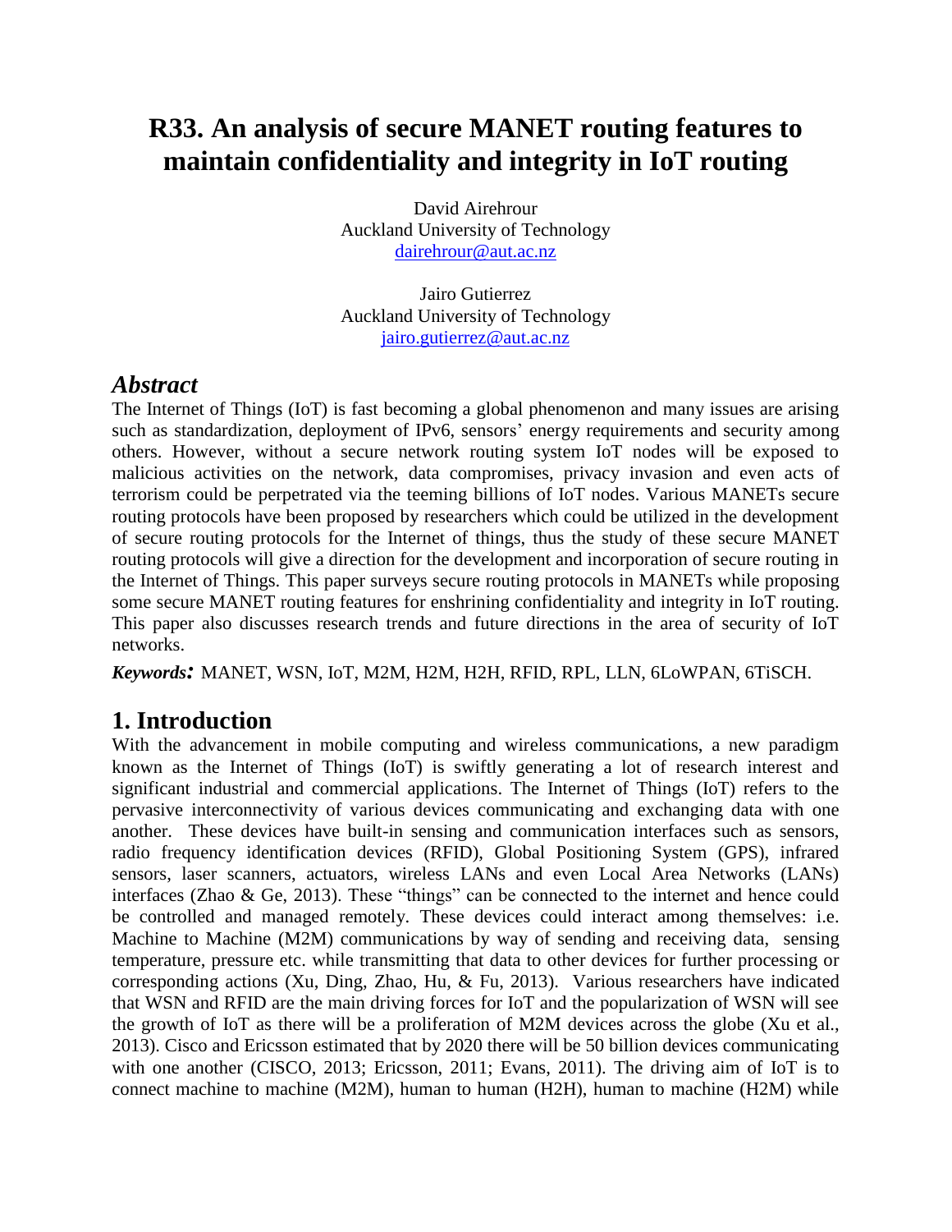# R33. An analysis of secure MANET routing features to maintain confidentiality and integrity in IoT routing

David Airehrour
Auckland University of Technology
dairehrour@aut.ac.nz

Jairo Gutierrez
Auckland University of Technology
jairo.gutierrez@aut.ac.nz

## *Abstract*

The Internet of Things (IoT) is fast becoming a global phenomenon and many issues are arising such as standardization, deployment of IPv6, sensors' energy requirements and security among others. However, without a secure network routing system IoT nodes will be exposed to malicious activities on the network, data compromises, privacy invasion and even acts of terrorism could be perpetrated via the teeming billions of IoT nodes. Various MANETs secure routing protocols have been proposed by researchers which could be utilized in the development of secure routing protocols for the Internet of things, thus the study of these secure MANET routing protocols will give a direction for the development and incorporation of secure routing in the Internet of Things. This paper surveys secure routing protocols in MANETs while proposing some secure MANET routing features for enshrining confidentiality and integrity in IoT routing. This paper also discusses research trends and future directions in the area of security of IoT networks.

***Keywords:*** MANET, WSN, IoT, M2M, H2M, H2H, RFID, RPL, LLN, 6LoWPAN, 6TiSCH.

## 1. Introduction

With the advancement in mobile computing and wireless communications, a new paradigm known as the Internet of Things (IoT) is swiftly generating a lot of research interest and significant industrial and commercial applications. The Internet of Things (IoT) refers to the pervasive interconnectivity of various devices communicating and exchanging data with one another. These devices have built-in sensing and communication interfaces such as sensors, radio frequency identification devices (RFID), Global Positioning System (GPS), infrared sensors, laser scanners, actuators, wireless LANs and even Local Area Networks (LANs) interfaces (Zhao & Ge, 2013). These "things" can be connected to the internet and hence could be controlled and managed remotely. These devices could interact among themselves: i.e. Machine to Machine (M2M) communications by way of sending and receiving data, sensing temperature, pressure etc. while transmitting that data to other devices for further processing or corresponding actions (Xu, Ding, Zhao, Hu, & Fu, 2013). Various researchers have indicated that WSN and RFID are the main driving forces for IoT and the popularization of WSN will see the growth of IoT as there will be a proliferation of M2M devices across the globe (Xu et al., 2013). Cisco and Ericsson estimated that by 2020 there will be 50 billion devices communicating with one another (CISCO, 2013; Ericsson, 2011; Evans, 2011). The driving aim of IoT is to connect machine to machine (M2M), human to human (H2H), human to machine (H2M) while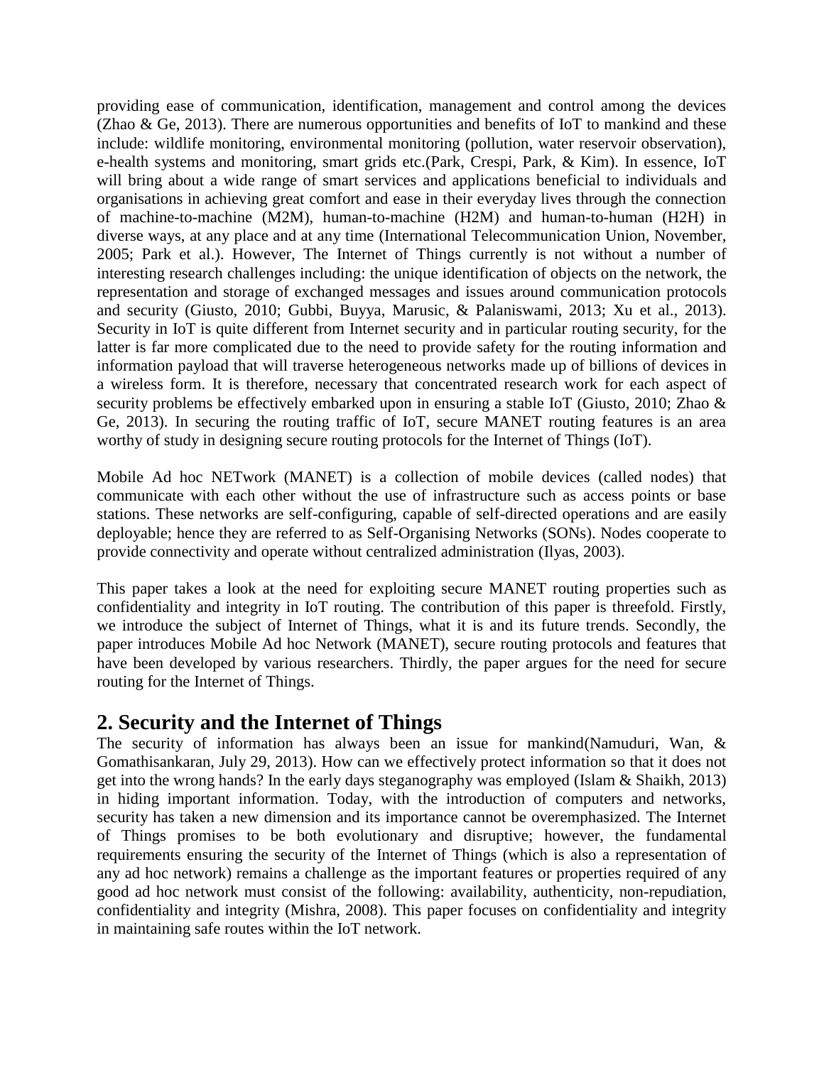providing ease of communication, identification, management and control among the devices (Zhao & Ge, 2013). There are numerous opportunities and benefits of IoT to mankind and these include: wildlife monitoring, environmental monitoring (pollution, water reservoir observation), e-health systems and monitoring, smart grids etc.(Park, Crespi, Park, & Kim). In essence, IoT will bring about a wide range of smart services and applications beneficial to individuals and organisations in achieving great comfort and ease in their everyday lives through the connection of machine-to-machine (M2M), human-to-machine (H2M) and human-to-human (H2H) in diverse ways, at any place and at any time (International Telecommunication Union, November, 2005; Park et al.). However, The Internet of Things currently is not without a number of interesting research challenges including: the unique identification of objects on the network, the representation and storage of exchanged messages and issues around communication protocols and security (Giusto, 2010; Gubbi, Buyya, Marusic, & Palaniswami, 2013; Xu et al., 2013). Security in IoT is quite different from Internet security and in particular routing security, for the latter is far more complicated due to the need to provide safety for the routing information and information payload that will traverse heterogeneous networks made up of billions of devices in a wireless form. It is therefore, necessary that concentrated research work for each aspect of security problems be effectively embarked upon in ensuring a stable IoT (Giusto, 2010; Zhao & Ge, 2013). In securing the routing traffic of IoT, secure MANET routing features is an area worthy of study in designing secure routing protocols for the Internet of Things (IoT).

Mobile Ad hoc NETwork (MANET) is a collection of mobile devices (called nodes) that communicate with each other without the use of infrastructure such as access points or base stations. These networks are self-configuring, capable of self-directed operations and are easily deployable; hence they are referred to as Self-Organising Networks (SONs). Nodes cooperate to provide connectivity and operate without centralized administration (Ilyas, 2003).

This paper takes a look at the need for exploiting secure MANET routing properties such as confidentiality and integrity in IoT routing. The contribution of this paper is threefold. Firstly, we introduce the subject of Internet of Things, what it is and its future trends. Secondly, the paper introduces Mobile Ad hoc Network (MANET), secure routing protocols and features that have been developed by various researchers. Thirdly, the paper argues for the need for secure routing for the Internet of Things.

## 2. Security and the Internet of Things

The security of information has always been an issue for mankind(Namuduri, Wan, & Gomathisankaran, July 29, 2013). How can we effectively protect information so that it does not get into the wrong hands? In the early days steganography was employed (Islam & Shaikh, 2013) in hiding important information. Today, with the introduction of computers and networks, security has taken a new dimension and its importance cannot be overemphasized. The Internet of Things promises to be both evolutionary and disruptive; however, the fundamental requirements ensuring the security of the Internet of Things (which is also a representation of any ad hoc network) remains a challenge as the important features or properties required of any good ad hoc network must consist of the following: availability, authenticity, non-repudiation, confidentiality and integrity (Mishra, 2008). This paper focuses on confidentiality and integrity in maintaining safe routes within the IoT network.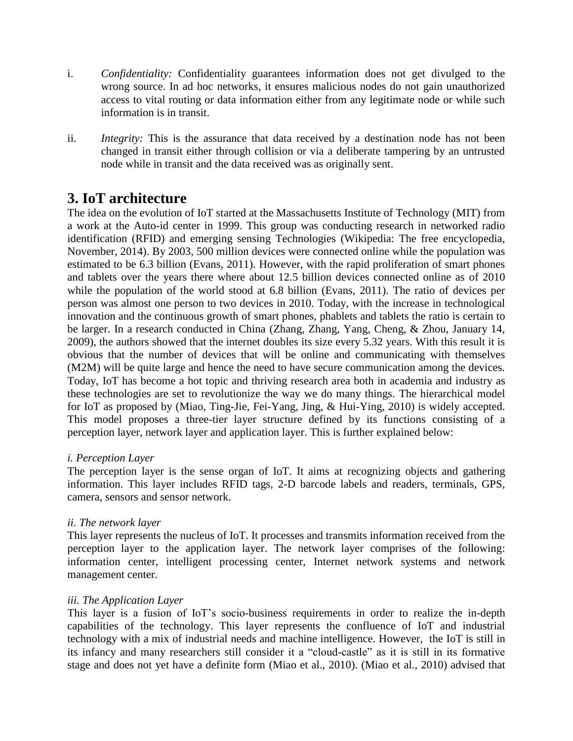i. *Confidentiality:* Confidentiality guarantees information does not get divulged to the wrong source. In ad hoc networks, it ensures malicious nodes do not gain unauthorized access to vital routing or data information either from any legitimate node or while such information is in transit.

ii. *Integrity:* This is the assurance that data received by a destination node has not been changed in transit either through collision or via a deliberate tampering by an untrusted node while in transit and the data received was as originally sent.

# 3. IoT architecture

The idea on the evolution of IoT started at the Massachusetts Institute of Technology (MIT) from a work at the Auto-id center in 1999. This group was conducting research in networked radio identification (RFID) and emerging sensing Technologies (Wikipedia: The free encyclopedia, November, 2014). By 2003, 500 million devices were connected online while the population was estimated to be 6.3 billion (Evans, 2011). However, with the rapid proliferation of smart phones and tablets over the years there where about 12.5 billion devices connected online as of 2010 while the population of the world stood at 6.8 billion (Evans, 2011). The ratio of devices per person was almost one person to two devices in 2010. Today, with the increase in technological innovation and the continuous growth of smart phones, phablets and tablets the ratio is certain to be larger. In a research conducted in China (Zhang, Zhang, Yang, Cheng, & Zhou, January 14, 2009), the authors showed that the internet doubles its size every 5.32 years. With this result it is obvious that the number of devices that will be online and communicating with themselves (M2M) will be quite large and hence the need to have secure communication among the devices. Today, IoT has become a hot topic and thriving research area both in academia and industry as these technologies are set to revolutionize the way we do many things. The hierarchical model for IoT as proposed by (Miao, Ting-Jie, Fei-Yang, Jing, & Hui-Ying, 2010) is widely accepted. This model proposes a three-tier layer structure defined by its functions consisting of a perception layer, network layer and application layer. This is further explained below:

*i. Perception Layer*

The perception layer is the sense organ of IoT. It aims at recognizing objects and gathering information. This layer includes RFID tags, 2-D barcode labels and readers, terminals, GPS, camera, sensors and sensor network.

*ii. The network layer*

This layer represents the nucleus of IoT. It processes and transmits information received from the perception layer to the application layer. The network layer comprises of the following: information center, intelligent processing center, Internet network systems and network management center.

*iii. The Application Layer*

This layer is a fusion of IoT's socio-business requirements in order to realize the in-depth capabilities of the technology. This layer represents the confluence of IoT and industrial technology with a mix of industrial needs and machine intelligence. However, the IoT is still in its infancy and many researchers still consider it a "cloud-castle" as it is still in its formative stage and does not yet have a definite form (Miao et al., 2010). (Miao et al., 2010) advised that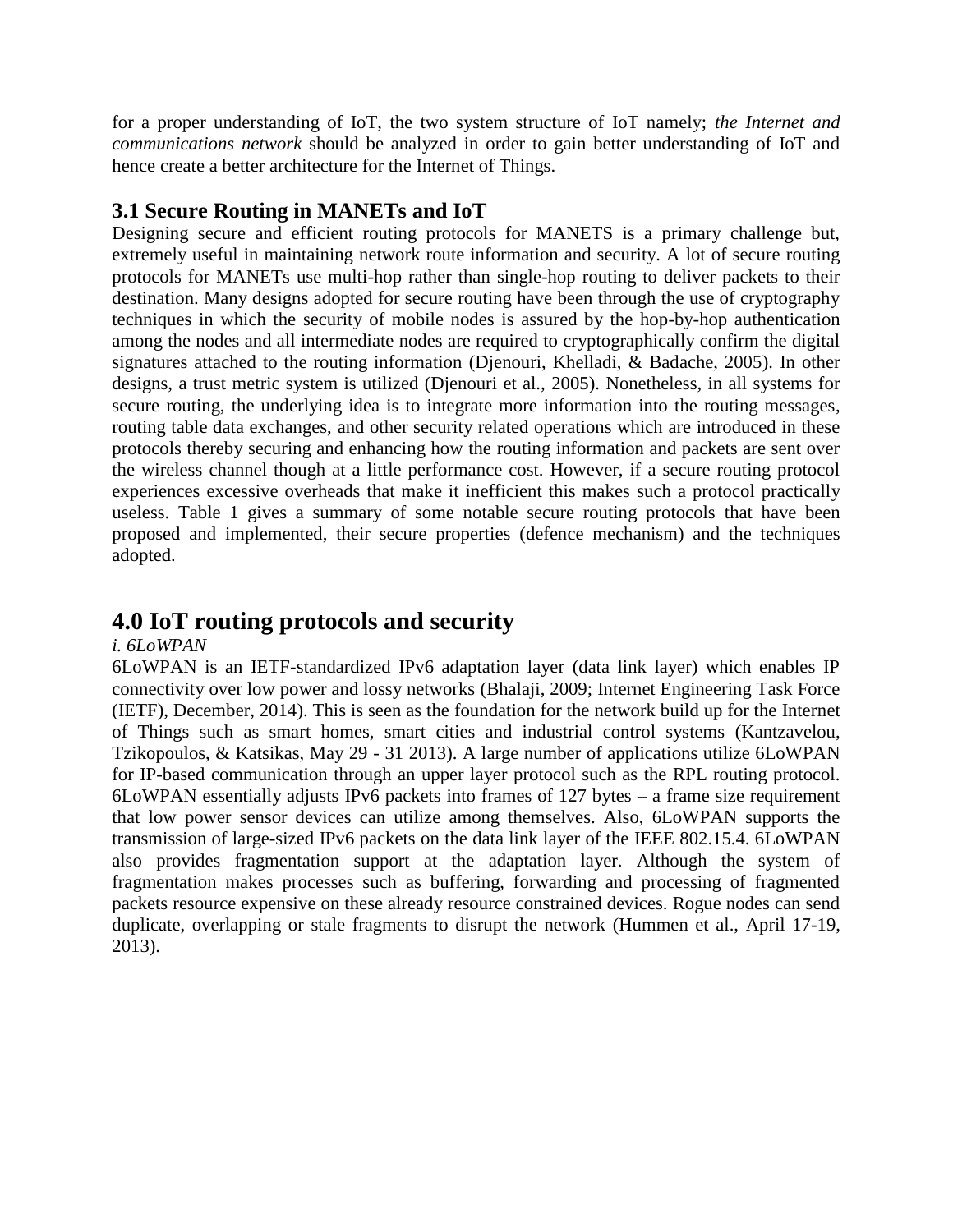for a proper understanding of IoT, the two system structure of IoT namely; *the Internet and communications network* should be analyzed in order to gain better understanding of IoT and hence create a better architecture for the Internet of Things.

### 3.1 Secure Routing in MANETs and IoT

Designing secure and efficient routing protocols for MANETS is a primary challenge but, extremely useful in maintaining network route information and security. A lot of secure routing protocols for MANETs use multi-hop rather than single-hop routing to deliver packets to their destination. Many designs adopted for secure routing have been through the use of cryptography techniques in which the security of mobile nodes is assured by the hop-by-hop authentication among the nodes and all intermediate nodes are required to cryptographically confirm the digital signatures attached to the routing information (Djenouri, Khelladi, & Badache, 2005). In other designs, a trust metric system is utilized (Djenouri et al., 2005). Nonetheless, in all systems for secure routing, the underlying idea is to integrate more information into the routing messages, routing table data exchanges, and other security related operations which are introduced in these protocols thereby securing and enhancing how the routing information and packets are sent over the wireless channel though at a little performance cost. However, if a secure routing protocol experiences excessive overheads that make it inefficient this makes such a protocol practically useless. Table 1 gives a summary of some notable secure routing protocols that have been proposed and implemented, their secure properties (defence mechanism) and the techniques adopted.

## 4.0 IoT routing protocols and security

*i. 6LoWPAN*

6LoWPAN is an IETF-standardized IPv6 adaptation layer (data link layer) which enables IP connectivity over low power and lossy networks (Bhalaji, 2009; Internet Engineering Task Force (IETF), December, 2014). This is seen as the foundation for the network build up for the Internet of Things such as smart homes, smart cities and industrial control systems (Kantzavelou, Tzikopoulos, & Katsikas, May 29 - 31 2013). A large number of applications utilize 6LoWPAN for IP-based communication through an upper layer protocol such as the RPL routing protocol. 6LoWPAN essentially adjusts IPv6 packets into frames of 127 bytes – a frame size requirement that low power sensor devices can utilize among themselves. Also, 6LoWPAN supports the transmission of large-sized IPv6 packets on the data link layer of the IEEE 802.15.4. 6LoWPAN also provides fragmentation support at the adaptation layer. Although the system of fragmentation makes processes such as buffering, forwarding and processing of fragmented packets resource expensive on these already resource constrained devices. Rogue nodes can send duplicate, overlapping or stale fragments to disrupt the network (Hummen et al., April 17-19, 2013).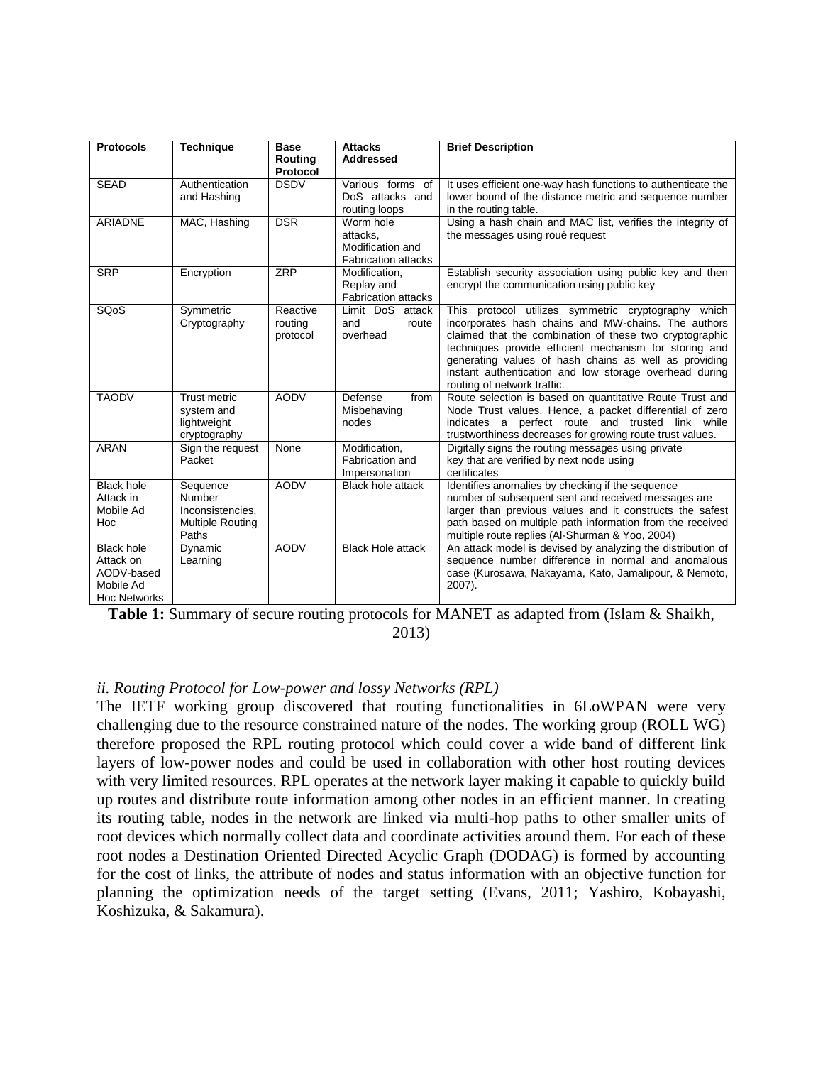| Protocols | Technique | Base Routing Protocol | Attacks Addressed | Brief Description |
|---|---|---|---|---|
| SEAD | Authentication and Hashing | DSDV | Various forms of DoS attacks and routing loops | It uses efficient one-way hash functions to authenticate the lower bound of the distance metric and sequence number in the routing table. |
| ARIADNE | MAC, Hashing | DSR | Worm hole attacks, Modification and Fabrication attacks | Using a hash chain and MAC list, verifies the integrity of the messages using roué request |
| SRP | Encryption | ZRP | Modification, Replay and Fabrication attacks | Establish security association using public key and then encrypt the communication using public key |
| SQoS | Symmetric Cryptography | Reactive routing protocol | Limit DoS attack and route overhead | This protocol utilizes symmetric cryptography which incorporates hash chains and MW-chains. The authors claimed that the combination of these two cryptographic techniques provide efficient mechanism for storing and generating values of hash chains as well as providing instant authentication and low storage overhead during routing of network traffic. |
| TAODV | Trust metric system and lightweight cryptography | AODV | Defense from Misbehaving nodes | Route selection is based on quantitative Route Trust and Node Trust values. Hence, a packet differential of zero indicates a perfect route and trusted link while trustworthiness decreases for growing route trust values. |
| ARAN | Sign the request Packet | None | Modification, Fabrication and Impersonation | Digitally signs the routing messages using private key that are verified by next node using certificates |
| Black hole Attack in Mobile Ad Hoc | Sequence Number Inconsistencies, Multiple Routing Paths | AODV | Black hole attack | Identifies anomalies by checking if the sequence number of subsequent sent and received messages are larger than previous values and it constructs the safest path based on multiple path information from the received multiple route replies (Al-Shurman & Yoo, 2004) |
| Black hole Attack on AODV-based Mobile Ad Hoc Networks | Dynamic Learning | AODV | Black Hole attack | An attack model is devised by analyzing the distribution of sequence number difference in normal and anomalous case (Kurosawa, Nakayama, Kato, Jamalipour, & Nemoto, 2007). |

**Table 1:** Summary of secure routing protocols for MANET as adapted from (Islam & Shaikh, 2013)

*ii. Routing Protocol for Low-power and lossy Networks (RPL)*

The IETF working group discovered that routing functionalities in 6LoWPAN were very challenging due to the resource constrained nature of the nodes. The working group (ROLL WG) therefore proposed the RPL routing protocol which could cover a wide band of different link layers of low-power nodes and could be used in collaboration with other host routing devices with very limited resources. RPL operates at the network layer making it capable to quickly build up routes and distribute route information among other nodes in an efficient manner. In creating its routing table, nodes in the network are linked via multi-hop paths to other smaller units of root devices which normally collect data and coordinate activities around them. For each of these root nodes a Destination Oriented Directed Acyclic Graph (DODAG) is formed by accounting for the cost of links, the attribute of nodes and status information with an objective function for planning the optimization needs of the target setting (Evans, 2011; Yashiro, Kobayashi, Koshizuka, & Sakamura).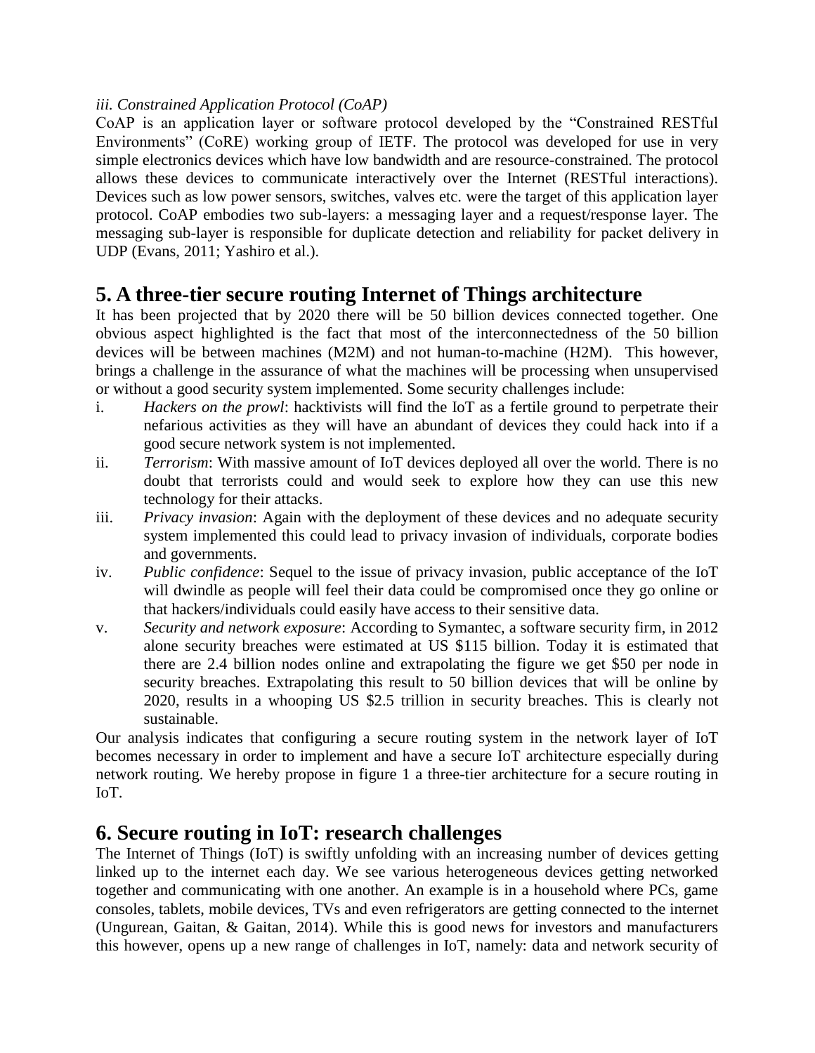*iii. Constrained Application Protocol (CoAP)*

CoAP is an application layer or software protocol developed by the "Constrained RESTful Environments" (CoRE) working group of IETF. The protocol was developed for use in very simple electronics devices which have low bandwidth and are resource-constrained. The protocol allows these devices to communicate interactively over the Internet (RESTful interactions). Devices such as low power sensors, switches, valves etc. were the target of this application layer protocol. CoAP embodies two sub-layers: a messaging layer and a request/response layer. The messaging sub-layer is responsible for duplicate detection and reliability for packet delivery in UDP (Evans, 2011; Yashiro et al.).

## 5. A three-tier secure routing Internet of Things architecture

It has been projected that by 2020 there will be 50 billion devices connected together. One obvious aspect highlighted is the fact that most of the interconnectedness of the 50 billion devices will be between machines (M2M) and not human-to-machine (H2M). This however, brings a challenge in the assurance of what the machines will be processing when unsupervised or without a good security system implemented. Some security challenges include:

i. *Hackers on the prowl*: hacktivists will find the IoT as a fertile ground to perpetrate their nefarious activities as they will have an abundant of devices they could hack into if a good secure network system is not implemented.

ii. *Terrorism*: With massive amount of IoT devices deployed all over the world. There is no doubt that terrorists could and would seek to explore how they can use this new technology for their attacks.

iii. *Privacy invasion*: Again with the deployment of these devices and no adequate security system implemented this could lead to privacy invasion of individuals, corporate bodies and governments.

iv. *Public confidence*: Sequel to the issue of privacy invasion, public acceptance of the IoT will dwindle as people will feel their data could be compromised once they go online or that hackers/individuals could easily have access to their sensitive data.

v. *Security and network exposure*: According to Symantec, a software security firm, in 2012 alone security breaches were estimated at US $115 billion. Today it is estimated that there are 2.4 billion nodes online and extrapolating the figure we get $50 per node in security breaches. Extrapolating this result to 50 billion devices that will be online by 2020, results in a whooping US $2.5 trillion in security breaches. This is clearly not sustainable.

Our analysis indicates that configuring a secure routing system in the network layer of IoT becomes necessary in order to implement and have a secure IoT architecture especially during network routing. We hereby propose in figure 1 a three-tier architecture for a secure routing in IoT.

## 6. Secure routing in IoT: research challenges

The Internet of Things (IoT) is swiftly unfolding with an increasing number of devices getting linked up to the internet each day. We see various heterogeneous devices getting networked together and communicating with one another. An example is in a household where PCs, game consoles, tablets, mobile devices, TVs and even refrigerators are getting connected to the internet (Ungurean, Gaitan, & Gaitan, 2014). While this is good news for investors and manufacturers this however, opens up a new range of challenges in IoT, namely: data and network security of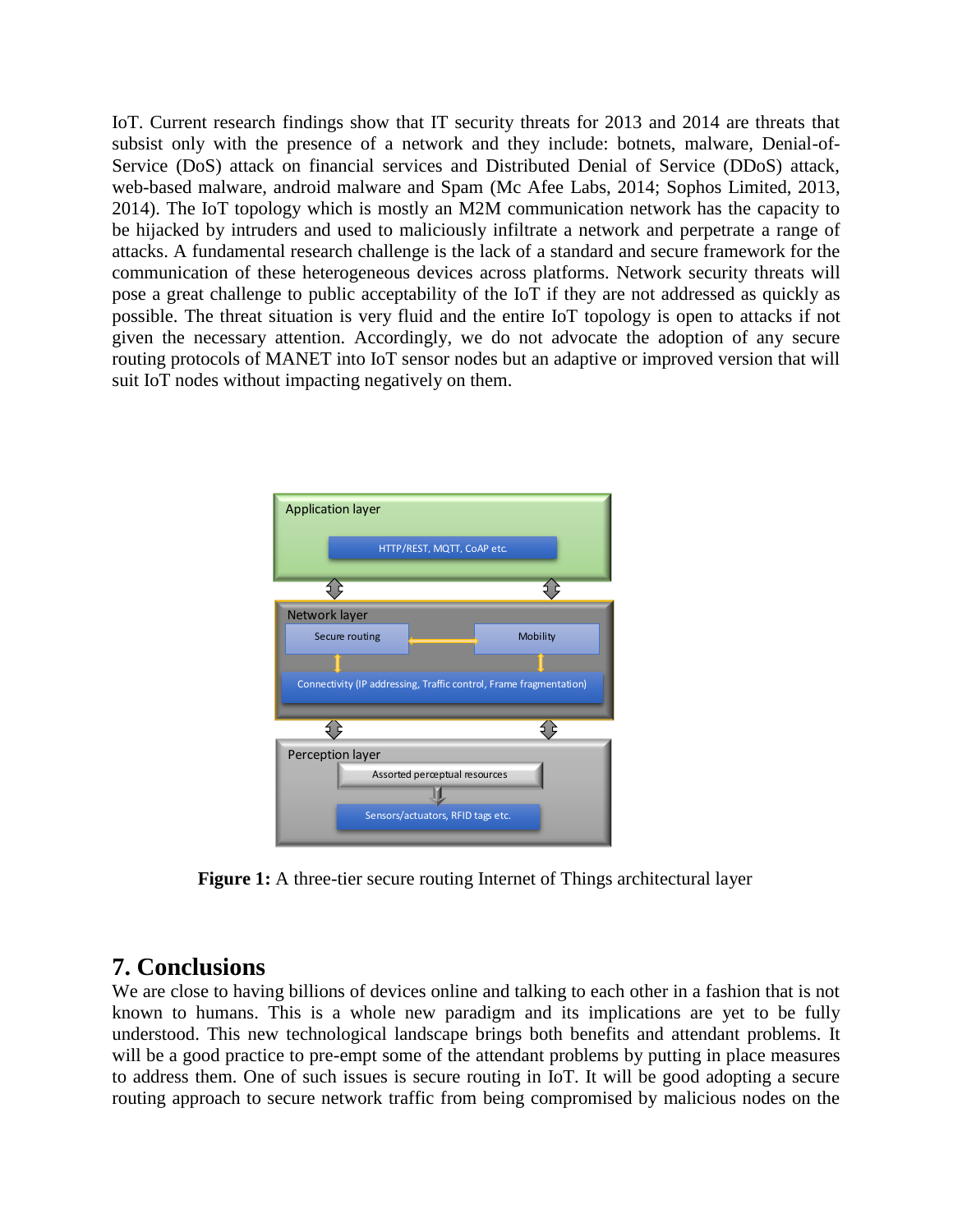IoT. Current research findings show that IT security threats for 2013 and 2014 are threats that subsist only with the presence of a network and they include: botnets, malware, Denial-of-Service (DoS) attack on financial services and Distributed Denial of Service (DDoS) attack, web-based malware, android malware and Spam (Mc Afee Labs, 2014; Sophos Limited, 2013, 2014). The IoT topology which is mostly an M2M communication network has the capacity to be hijacked by intruders and used to maliciously infiltrate a network and perpetrate a range of attacks. A fundamental research challenge is the lack of a standard and secure framework for the communication of these heterogeneous devices across platforms. Network security threats will pose a great challenge to public acceptability of the IoT if they are not addressed as quickly as possible. The threat situation is very fluid and the entire IoT topology is open to attacks if not given the necessary attention. Accordingly, we do not advocate the adoption of any secure routing protocols of MANET into IoT sensor nodes but an adaptive or improved version that will suit IoT nodes without impacting negatively on them.

**Figure 1:** A three-tier secure routing Internet of Things architectural layer

## 7. Conclusions

We are close to having billions of devices online and talking to each other in a fashion that is not known to humans. This is a whole new paradigm and its implications are yet to be fully understood. This new technological landscape brings both benefits and attendant problems. It will be a good practice to pre-empt some of the attendant problems by putting in place measures to address them. One of such issues is secure routing in IoT. It will be good adopting a secure routing approach to secure network traffic from being compromised by malicious nodes on the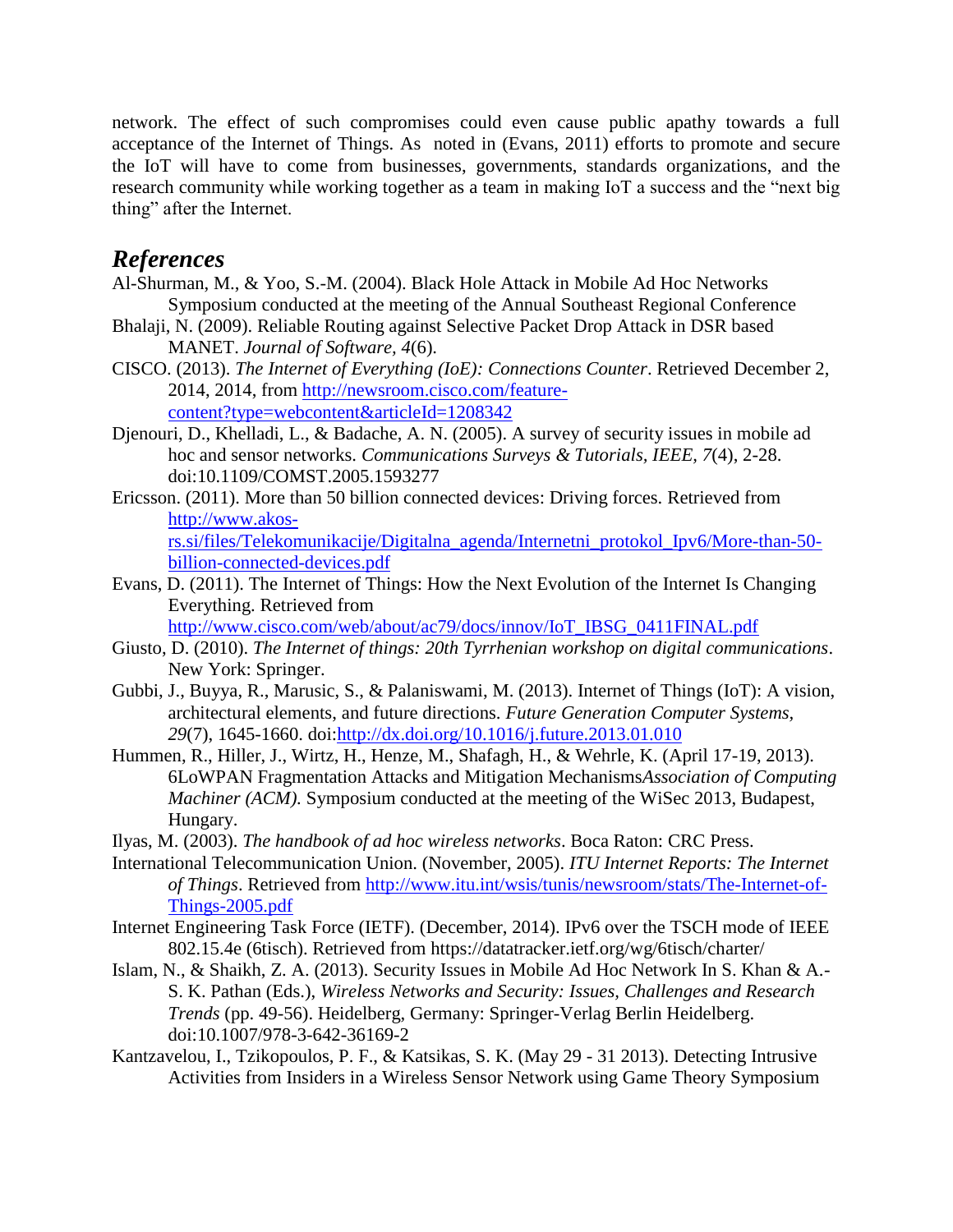network. The effect of such compromises could even cause public apathy towards a full acceptance of the Internet of Things. As noted in (Evans, 2011) efforts to promote and secure the IoT will have to come from businesses, governments, standards organizations, and the research community while working together as a team in making IoT a success and the "next big thing" after the Internet.

## ***References***

Al-Shurman, M., & Yoo, S.-M. (2004). Black Hole Attack in Mobile Ad Hoc Networks Symposium conducted at the meeting of the Annual Southeast Regional Conference

Bhalaji, N. (2009). Reliable Routing against Selective Packet Drop Attack in DSR based MANET. *Journal of Software, 4*(6).

CISCO. (2013). *The Internet of Everything (IoE): Connections Counter*. Retrieved December 2, 2014, 2014, from http://newsroom.cisco.com/feature-content?type=webcontent&articleId=1208342

Djenouri, D., Khelladi, L., & Badache, A. N. (2005). A survey of security issues in mobile ad hoc and sensor networks. *Communications Surveys & Tutorials, IEEE, 7*(4), 2-28. doi:10.1109/COMST.2005.1593277

Ericsson. (2011). More than 50 billion connected devices: Driving forces. Retrieved from http://www.akos-rs.si/files/Telekomunikacije/Digitalna_agenda/Internetni_protokol_Ipv6/More-than-50-billion-connected-devices.pdf

Evans, D. (2011). The Internet of Things: How the Next Evolution of the Internet Is Changing Everything. Retrieved from http://www.cisco.com/web/about/ac79/docs/innov/IoT_IBSG_0411FINAL.pdf

Giusto, D. (2010). *The Internet of things: 20th Tyrrhenian workshop on digital communications*. New York: Springer.

Gubbi, J., Buyya, R., Marusic, S., & Palaniswami, M. (2013). Internet of Things (IoT): A vision, architectural elements, and future directions. *Future Generation Computer Systems, 29*(7), 1645-1660. doi:http://dx.doi.org/10.1016/j.future.2013.01.010

Hummen, R., Hiller, J., Wirtz, H., Henze, M., Shafagh, H., & Wehrle, K. (April 17-19, 2013). 6LoWPAN Fragmentation Attacks and Mitigation Mechanisms*Association of Computing Machiner (ACM).* Symposium conducted at the meeting of the WiSec 2013, Budapest, Hungary.

Ilyas, M. (2003). *The handbook of ad hoc wireless networks*. Boca Raton: CRC Press.

International Telecommunication Union. (November, 2005). *ITU Internet Reports: The Internet of Things*. Retrieved from http://www.itu.int/wsis/tunis/newsroom/stats/The-Internet-of-Things-2005.pdf

Internet Engineering Task Force (IETF). (December, 2014). IPv6 over the TSCH mode of IEEE 802.15.4e (6tisch). Retrieved from https://datatracker.ietf.org/wg/6tisch/charter/

Islam, N., & Shaikh, Z. A. (2013). Security Issues in Mobile Ad Hoc Network In S. Khan & A.-S. K. Pathan (Eds.), *Wireless Networks and Security: Issues, Challenges and Research Trends* (pp. 49-56). Heidelberg, Germany: Springer-Verlag Berlin Heidelberg. doi:10.1007/978-3-642-36169-2

Kantzavelou, I., Tzikopoulos, P. F., & Katsikas, S. K. (May 29 - 31 2013). Detecting Intrusive Activities from Insiders in a Wireless Sensor Network using Game Theory Symposium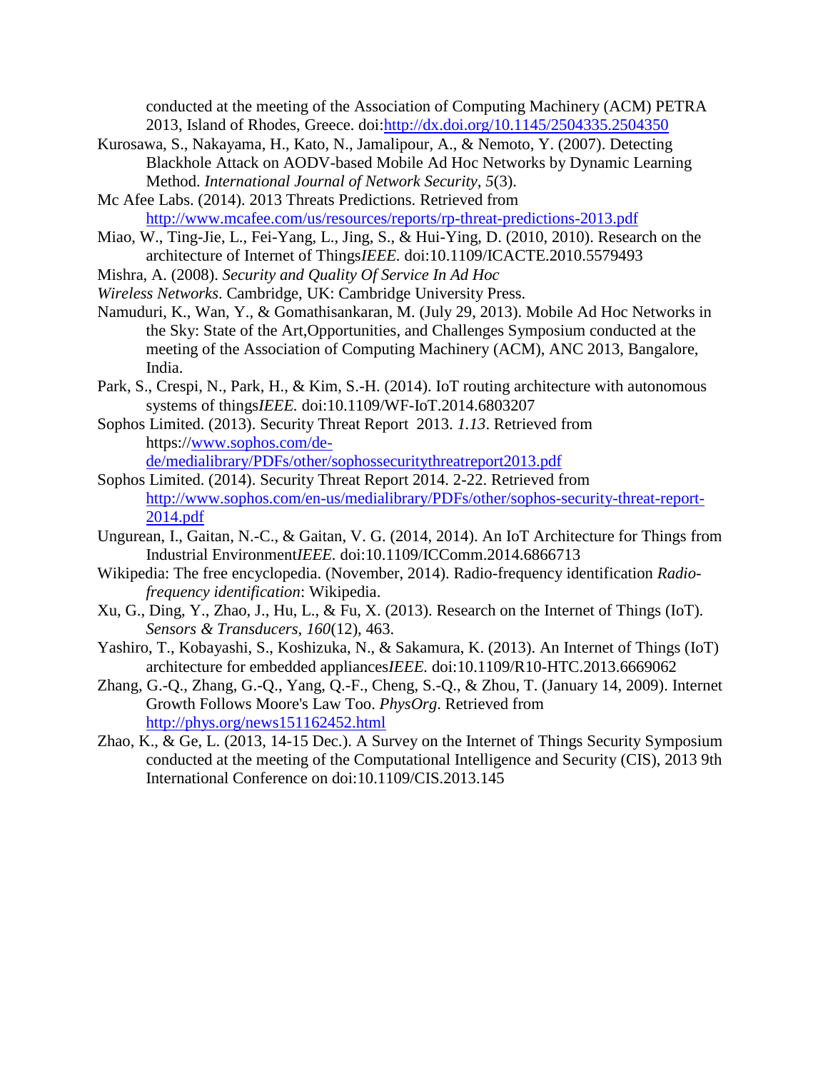conducted at the meeting of the Association of Computing Machinery (ACM) PETRA 2013, Island of Rhodes, Greece. doi:http://dx.doi.org/10.1145/2504335.2504350

Kurosawa, S., Nakayama, H., Kato, N., Jamalipour, A., & Nemoto, Y. (2007). Detecting Blackhole Attack on AODV-based Mobile Ad Hoc Networks by Dynamic Learning Method. *International Journal of Network Security, 5*(3).

Mc Afee Labs. (2014). 2013 Threats Predictions. Retrieved from http://www.mcafee.com/us/resources/reports/rp-threat-predictions-2013.pdf

Miao, W., Ting-Jie, L., Fei-Yang, L., Jing, S., & Hui-Ying, D. (2010, 2010). Research on the architecture of Internet of Things*IEEE.* doi:10.1109/ICACTE.2010.5579493

Mishra, A. (2008). *Security and Quality Of Service In Ad Hoc*

*Wireless Networks*. Cambridge, UK: Cambridge University Press.

Namuduri, K., Wan, Y., & Gomathisankaran, M. (July 29, 2013). Mobile Ad Hoc Networks in the Sky: State of the Art,Opportunities, and Challenges Symposium conducted at the meeting of the Association of Computing Machinery (ACM), ANC 2013, Bangalore, India.

Park, S., Crespi, N., Park, H., & Kim, S.-H. (2014). IoT routing architecture with autonomous systems of things*IEEE.* doi:10.1109/WF-IoT.2014.6803207

Sophos Limited. (2013). Security Threat Report 2013. *1.13*. Retrieved from https://www.sophos.com/de-de/medialibrary/PDFs/other/sophossecuritythreatreport2013.pdf

Sophos Limited. (2014). Security Threat Report 2014. 2-22. Retrieved from http://www.sophos.com/en-us/medialibrary/PDFs/other/sophos-security-threat-report-2014.pdf

Ungurean, I., Gaitan, N.-C., & Gaitan, V. G. (2014, 2014). An IoT Architecture for Things from Industrial Environment*IEEE.* doi:10.1109/ICComm.2014.6866713

Wikipedia: The free encyclopedia. (November, 2014). Radio-frequency identification *Radio-frequency identification*: Wikipedia.

Xu, G., Ding, Y., Zhao, J., Hu, L., & Fu, X. (2013). Research on the Internet of Things (IoT). *Sensors & Transducers, 160*(12), 463.

Yashiro, T., Kobayashi, S., Koshizuka, N., & Sakamura, K. (2013). An Internet of Things (IoT) architecture for embedded appliances*IEEE.* doi:10.1109/R10-HTC.2013.6669062

Zhang, G.-Q., Zhang, G.-Q., Yang, Q.-F., Cheng, S.-Q., & Zhou, T. (January 14, 2009). Internet Growth Follows Moore's Law Too. *PhysOrg*. Retrieved from http://phys.org/news151162452.html

Zhao, K., & Ge, L. (2013, 14-15 Dec.). A Survey on the Internet of Things Security Symposium conducted at the meeting of the Computational Intelligence and Security (CIS), 2013 9th International Conference on doi:10.1109/CIS.2013.145